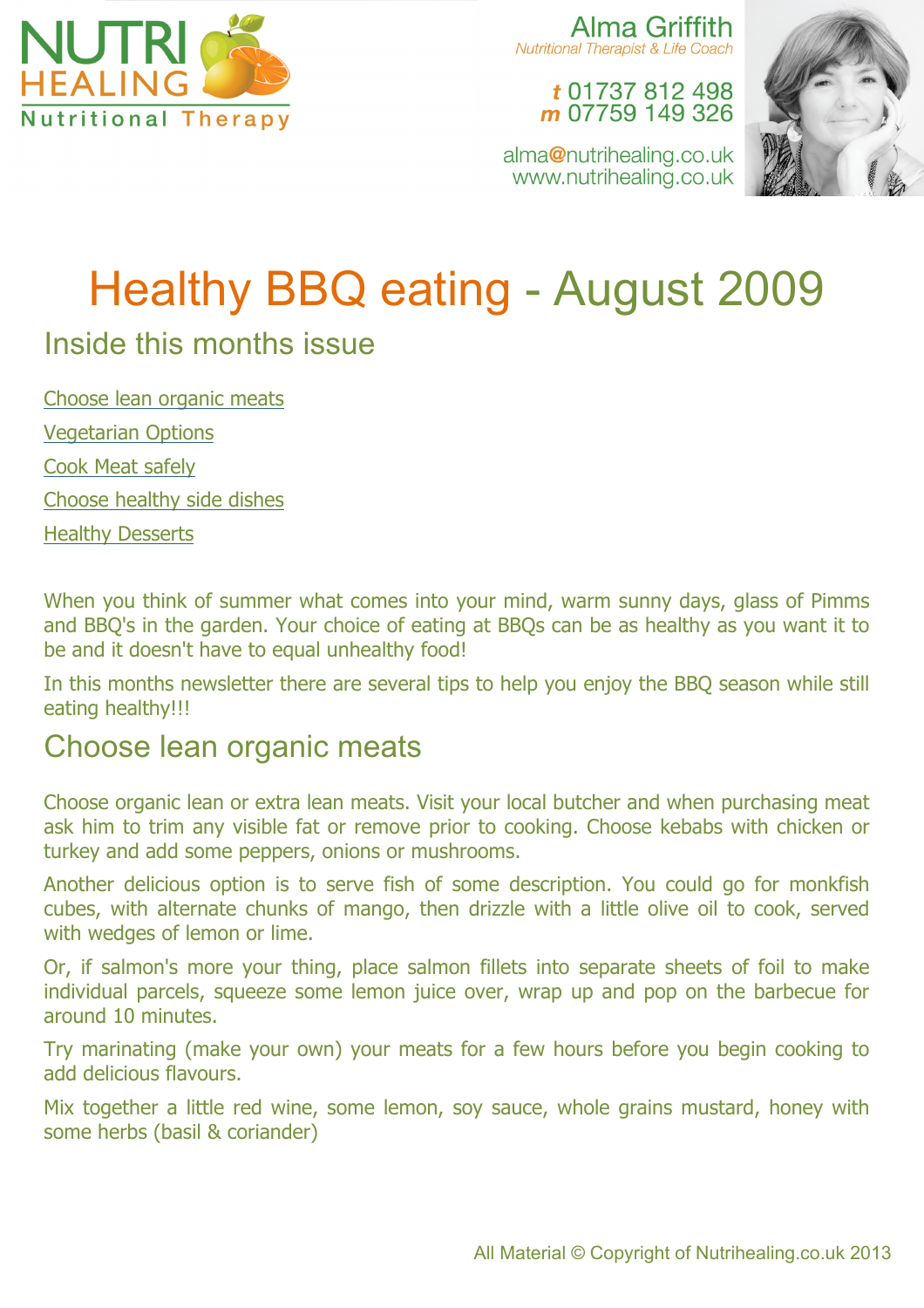NUTRI HEALING
Nutritional Therapy

Alma Griffith
*Nutritional Therapist & Life Coach*

**t** 01737 812 498
**m** 07759 149 326

alma@nutrihealing.co.uk
www.nutrihealing.co.uk

# Healthy BBQ eating - August 2009

## Inside this months issue

- Choose lean organic meats
- Vegetarian Options
- Cook Meat safely
- Choose healthy side dishes
- Healthy Desserts

When you think of summer what comes into your mind, warm sunny days, glass of Pimms and BBQ's in the garden. Your choice of eating at BBQs can be as healthy as you want it to be and it doesn't have to equal unhealthy food!

In this months newsletter there are several tips to help you enjoy the BBQ season while still eating healthy!!!

## Choose lean organic meats

Choose organic lean or extra lean meats. Visit your local butcher and when purchasing meat ask him to trim any visible fat or remove prior to cooking. Choose kebabs with chicken or turkey and add some peppers, onions or mushrooms.

Another delicious option is to serve fish of some description. You could go for monkfish cubes, with alternate chunks of mango, then drizzle with a little olive oil to cook, served with wedges of lemon or lime.

Or, if salmon's more your thing, place salmon fillets into separate sheets of foil to make individual parcels, squeeze some lemon juice over, wrap up and pop on the barbecue for around 10 minutes.

Try marinating (make your own) your meats for a few hours before you begin cooking to add delicious flavours.

Mix together a little red wine, some lemon, soy sauce, whole grains mustard, honey with some herbs (basil & coriander)

All Material © Copyright of Nutrihealing.co.uk 2013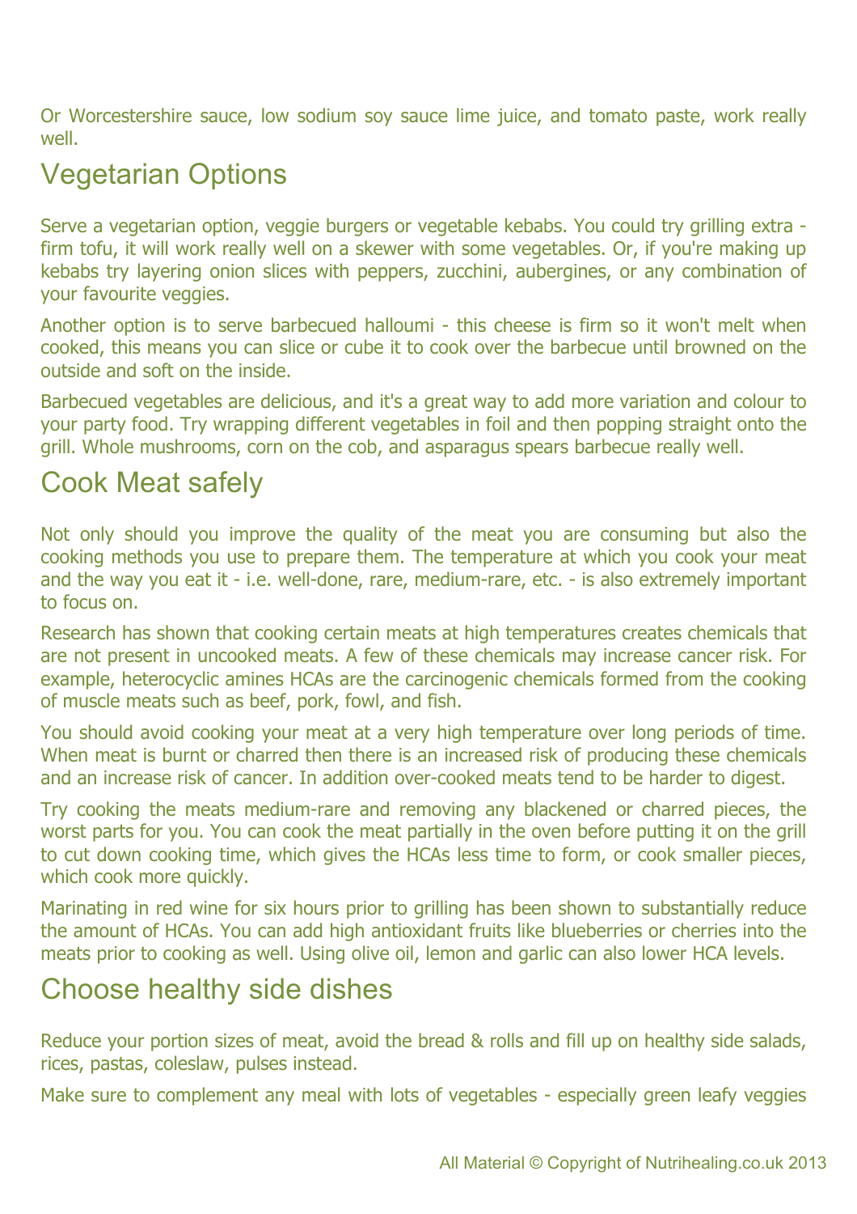Or Worcestershire sauce, low sodium soy sauce lime juice, and tomato paste, work really well.

## Vegetarian Options

Serve a vegetarian option, veggie burgers or vegetable kebabs. You could try grilling extra - firm tofu, it will work really well on a skewer with some vegetables. Or, if you're making up kebabs try layering onion slices with peppers, zucchini, aubergines, or any combination of your favourite veggies.

Another option is to serve barbecued halloumi - this cheese is firm so it won't melt when cooked, this means you can slice or cube it to cook over the barbecue until browned on the outside and soft on the inside.

Barbecued vegetables are delicious, and it's a great way to add more variation and colour to your party food. Try wrapping different vegetables in foil and then popping straight onto the grill. Whole mushrooms, corn on the cob, and asparagus spears barbecue really well.

## Cook Meat safely

Not only should you improve the quality of the meat you are consuming but also the cooking methods you use to prepare them. The temperature at which you cook your meat and the way you eat it - i.e. well-done, rare, medium-rare, etc. - is also extremely important to focus on.

Research has shown that cooking certain meats at high temperatures creates chemicals that are not present in uncooked meats. A few of these chemicals may increase cancer risk. For example, heterocyclic amines HCAs are the carcinogenic chemicals formed from the cooking of muscle meats such as beef, pork, fowl, and fish.

You should avoid cooking your meat at a very high temperature over long periods of time. When meat is burnt or charred then there is an increased risk of producing these chemicals and an increase risk of cancer. In addition over-cooked meats tend to be harder to digest.

Try cooking the meats medium-rare and removing any blackened or charred pieces, the worst parts for you. You can cook the meat partially in the oven before putting it on the grill to cut down cooking time, which gives the HCAs less time to form, or cook smaller pieces, which cook more quickly.

Marinating in red wine for six hours prior to grilling has been shown to substantially reduce the amount of HCAs. You can add high antioxidant fruits like blueberries or cherries into the meats prior to cooking as well. Using olive oil, lemon and garlic can also lower HCA levels.

## Choose healthy side dishes

Reduce your portion sizes of meat, avoid the bread & rolls and fill up on healthy side salads, rices, pastas, coleslaw, pulses instead.

Make sure to complement any meal with lots of vegetables - especially green leafy veggies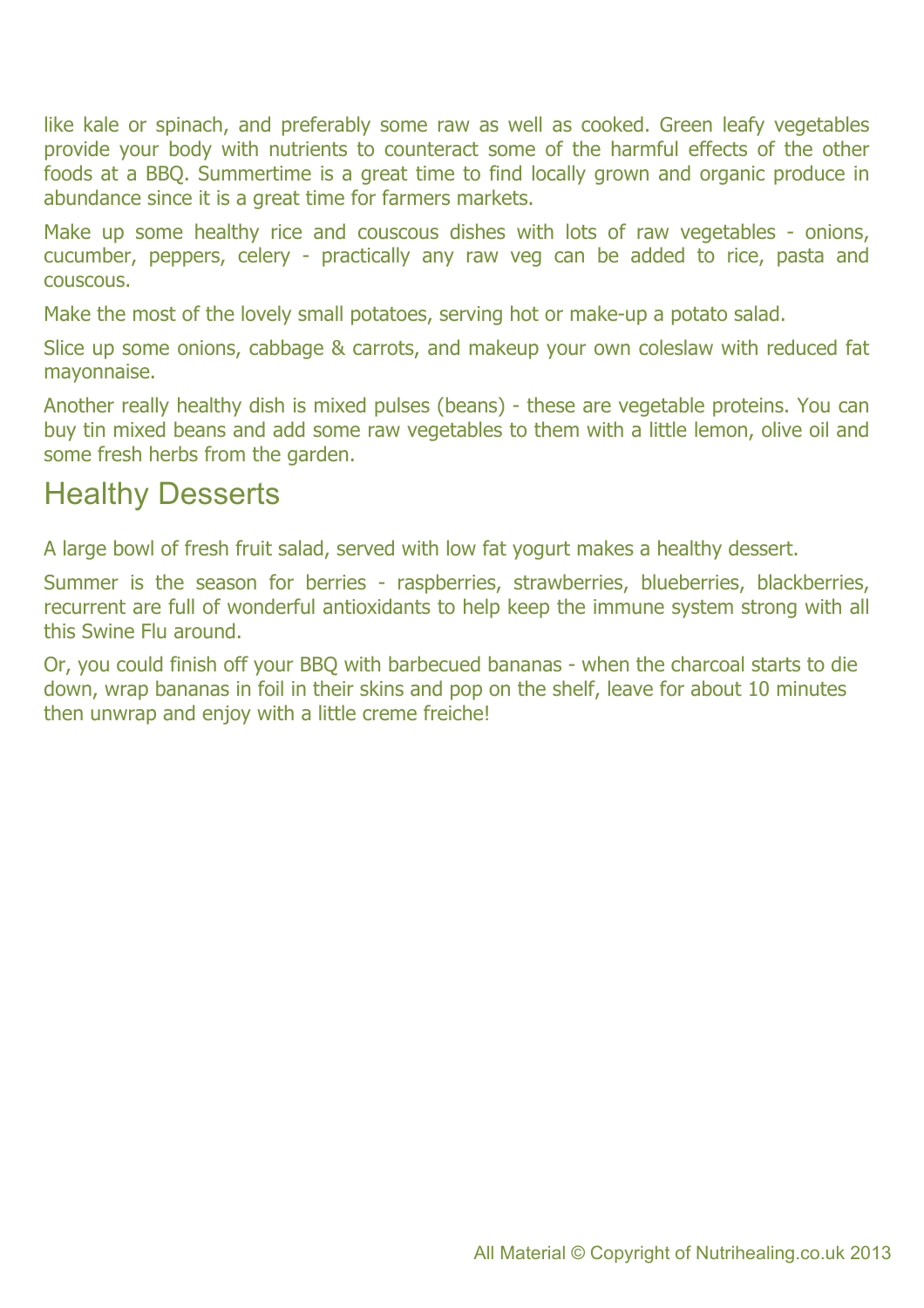like kale or spinach, and preferably some raw as well as cooked. Green leafy vegetables provide your body with nutrients to counteract some of the harmful effects of the other foods at a BBQ. Summertime is a great time to find locally grown and organic produce in abundance since it is a great time for farmers markets.

Make up some healthy rice and couscous dishes with lots of raw vegetables - onions, cucumber, peppers, celery - practically any raw veg can be added to rice, pasta and couscous.

Make the most of the lovely small potatoes, serving hot or make-up a potato salad.

Slice up some onions, cabbage & carrots, and makeup your own coleslaw with reduced fat mayonnaise.

Another really healthy dish is mixed pulses (beans) - these are vegetable proteins. You can buy tin mixed beans and add some raw vegetables to them with a little lemon, olive oil and some fresh herbs from the garden.

## Healthy Desserts

A large bowl of fresh fruit salad, served with low fat yogurt makes a healthy dessert.

Summer is the season for berries - raspberries, strawberries, blueberries, blackberries, recurrent are full of wonderful antioxidants to help keep the immune system strong with all this Swine Flu around.

Or, you could finish off your BBQ with barbecued bananas - when the charcoal starts to die down, wrap bananas in foil in their skins and pop on the shelf, leave for about 10 minutes then unwrap and enjoy with a little creme freiche!

All Material © Copyright of Nutrihealing.co.uk 2013